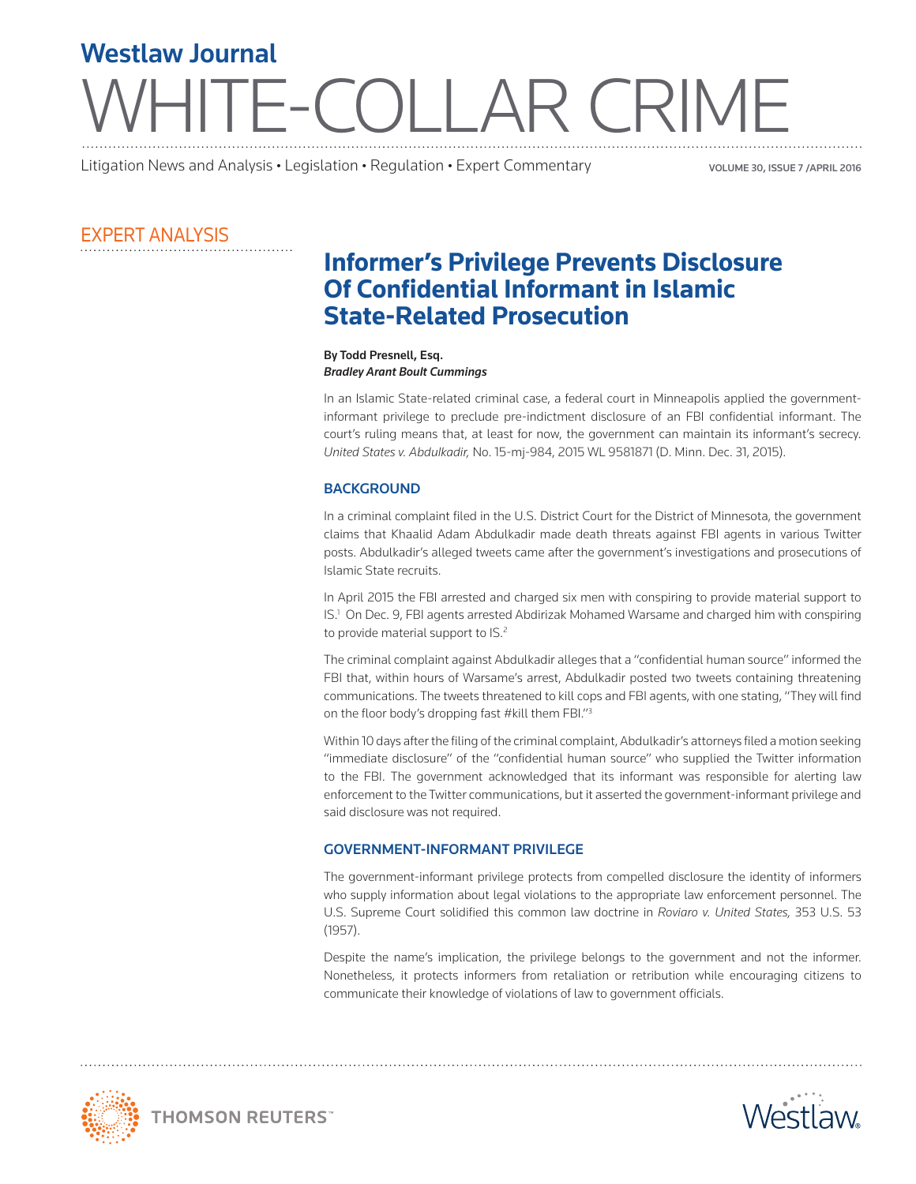# Westlaw Journal WHITE-COLLAR CRIME

Litigation News and Analysis • Legislation • Regulation • Expert Commentary

## EXPERT ANALYSIS

## Informer's Privilege Prevents Disclosure Of Confidential Informant in Islamic State-Related Prosecution

**By Todd Presnell, Esq.**
***Bradley Arant Boult Cummings***

In an Islamic State-related criminal case, a federal court in Minneapolis applied the government-informant privilege to preclude pre-indictment disclosure of an FBI confidential informant. The court's ruling means that, at least for now, the government can maintain its informant's secrecy. *United States v. Abdulkadir,* No. 15-mj-984, 2015 WL 9581871 (D. Minn. Dec. 31, 2015).

### BACKGROUND

In a criminal complaint filed in the U.S. District Court for the District of Minnesota, the government claims that Khaalid Adam Abdulkadir made death threats against FBI agents in various Twitter posts. Abdulkadir's alleged tweets came after the government's investigations and prosecutions of Islamic State recruits.

In April 2015 the FBI arrested and charged six men with conspiring to provide material support to IS.[1] On Dec. 9, FBI agents arrested Abdirizak Mohamed Warsame and charged him with conspiring to provide material support to IS.[2]

The criminal complaint against Abdulkadir alleges that a "confidential human source" informed the FBI that, within hours of Warsame's arrest, Abdulkadir posted two tweets containing threatening communications. The tweets threatened to kill cops and FBI agents, with one stating, "They will find on the floor body's dropping fast #kill them FBI."[3]

Within 10 days after the filing of the criminal complaint, Abdulkadir's attorneys filed a motion seeking "immediate disclosure" of the "confidential human source" who supplied the Twitter information to the FBI. The government acknowledged that its informant was responsible for alerting law enforcement to the Twitter communications, but it asserted the government-informant privilege and said disclosure was not required.

### GOVERNMENT-INFORMANT PRIVILEGE

The government-informant privilege protects from compelled disclosure the identity of informers who supply information about legal violations to the appropriate law enforcement personnel. The U.S. Supreme Court solidified this common law doctrine in *Roviaro v. United States,* 353 U.S. 53 (1957).

Despite the name's implication, the privilege belongs to the government and not the informer. Nonetheless, it protects informers from retaliation or retribution while encouraging citizens to communicate their knowledge of violations of law to government officials.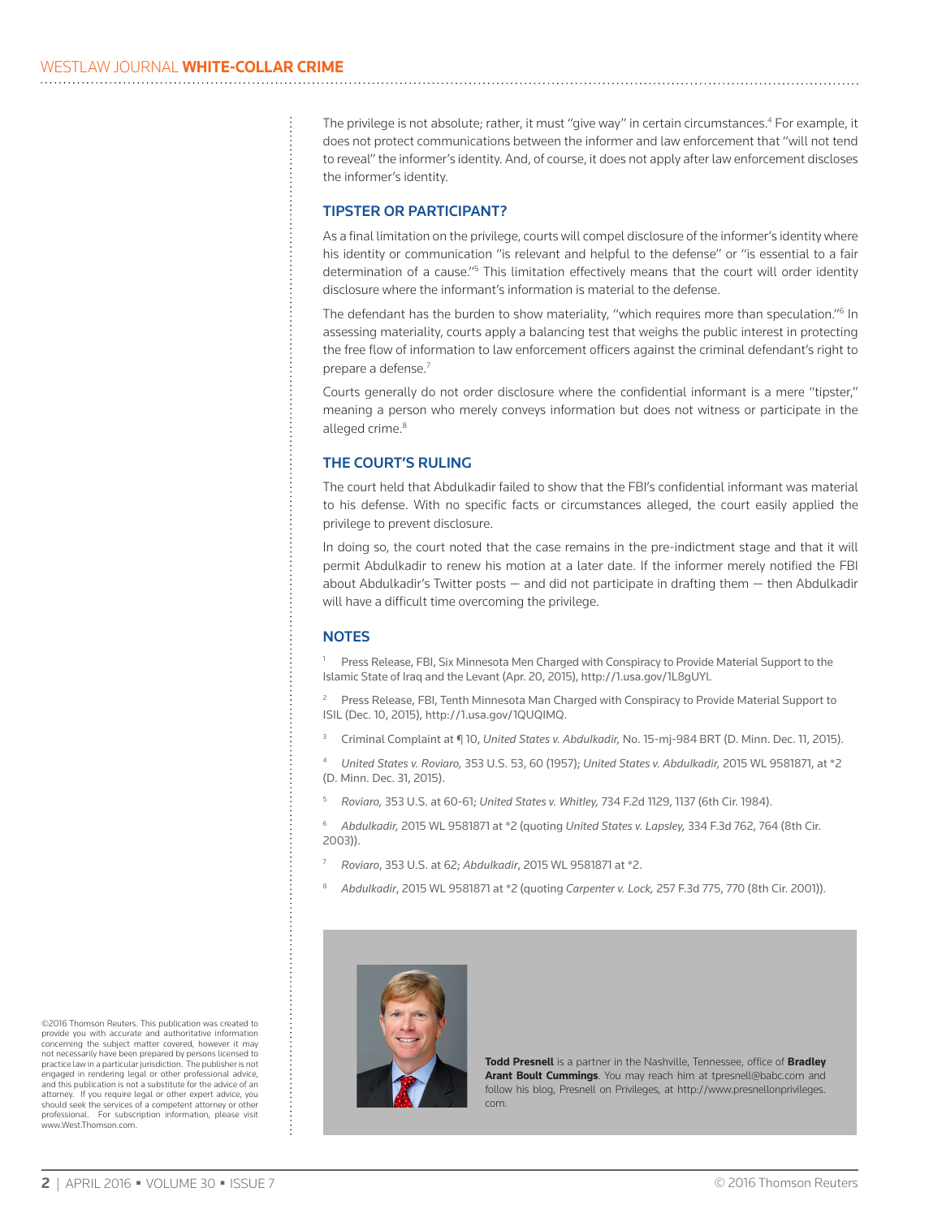The privilege is not absolute; rather, it must "give way" in certain circumstances.[4] For example, it does not protect communications between the informer and law enforcement that "will not tend to reveal" the informer's identity. And, of course, it does not apply after law enforcement discloses the informer's identity.

## TIPSTER OR PARTICIPANT?

As a final limitation on the privilege, courts will compel disclosure of the informer's identity where his identity or communication "is relevant and helpful to the defense" or "is essential to a fair determination of a cause."[5] This limitation effectively means that the court will order identity disclosure where the informant's information is material to the defense.

The defendant has the burden to show materiality, "which requires more than speculation."[6] In assessing materiality, courts apply a balancing test that weighs the public interest in protecting the free flow of information to law enforcement officers against the criminal defendant's right to prepare a defense.[7]

Courts generally do not order disclosure where the confidential informant is a mere "tipster," meaning a person who merely conveys information but does not witness or participate in the alleged crime.[8]

## THE COURT'S RULING

The court held that Abdulkadir failed to show that the FBI's confidential informant was material to his defense. With no specific facts or circumstances alleged, the court easily applied the privilege to prevent disclosure.

In doing so, the court noted that the case remains in the pre-indictment stage and that it will permit Abdulkadir to renew his motion at a later date. If the informer merely notified the FBI about Abdulkadir's Twitter posts — and did not participate in drafting them — then Abdulkadir will have a difficult time overcoming the privilege.

## NOTES

[1] Press Release, FBI, Six Minnesota Men Charged with Conspiracy to Provide Material Support to the Islamic State of Iraq and the Levant (Apr. 20, 2015), http://1.usa.gov/1L8gUYl.

[2] Press Release, FBI, Tenth Minnesota Man Charged with Conspiracy to Provide Material Support to ISIL (Dec. 10, 2015), http://1.usa.gov/1QUQIMQ.

[3] Criminal Complaint at ¶ 10, *United States v. Abdulkadir,* No. 15-mj-984 BRT (D. Minn. Dec. 11, 2015).

[4] *United States v. Roviaro,* 353 U.S. 53, 60 (1957); *United States v. Abdulkadir,* 2015 WL 9581871, at *2 (D. Minn. Dec. 31, 2015).

[5] *Roviaro,* 353 U.S. at 60-61; *United States v. Whitley,* 734 F.2d 1129, 1137 (6th Cir. 1984).

[6] *Abdulkadir,* 2015 WL 9581871 at *2 (quoting *United States v. Lapsley,* 334 F.3d 762, 764 (8th Cir. 2003)).

[7] *Roviaro*, 353 U.S. at 62; *Abdulkadir*, 2015 WL 9581871 at *2.

[8] *Abdulkadir*, 2015 WL 9581871 at *2 (quoting *Carpenter v. Lock,* 257 F.3d 775, 770 (8th Cir. 2001)).

**Todd Presnell** is a partner in the Nashville, Tennessee, office of **Bradley Arant Boult Cummings**. You may reach him at tpresnell@babc.com and follow his blog, Presnell on Privileges, at http://www.presnellonprivileges.com.

©2016 Thomson Reuters. This publication was created to provide you with accurate and authoritative information concerning the subject matter covered, however it may not necessarily have been prepared by persons licensed to practice law in a particular jurisdiction. The publisher is not engaged in rendering legal or other professional advice, and this publication is not a substitute for the advice of an attorney. If you require legal or other expert advice, you should seek the services of a competent attorney or other professional. For subscription information, please visit www.West.Thomson.com.